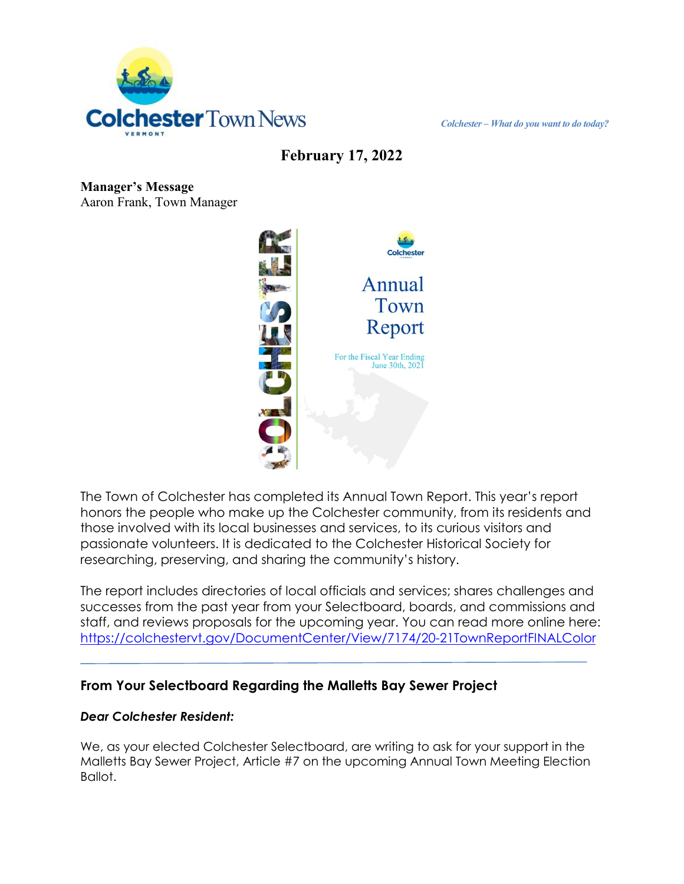# Colchester Town News

*Colchester – What do you want to do today?*

**February 17, 2022**

**Manager's Message**
Aaron Frank, Town Manager

The Town of Colchester has completed its Annual Town Report. This year's report honors the people who make up the Colchester community, from its residents and those involved with its local businesses and services, to its curious visitors and passionate volunteers. It is dedicated to the Colchester Historical Society for researching, preserving, and sharing the community's history.

The report includes directories of local officials and services; shares challenges and successes from the past year from your Selectboard, boards, and commissions and staff, and reviews proposals for the upcoming year. You can read more online here: https://colchestervt.gov/DocumentCenter/View/7174/20-21TownReportFINALColor

---

## From Your Selectboard Regarding the Malletts Bay Sewer Project

***Dear Colchester Resident:***

We, as your elected Colchester Selectboard, are writing to ask for your support in the Malletts Bay Sewer Project, Article #7 on the upcoming Annual Town Meeting Election Ballot.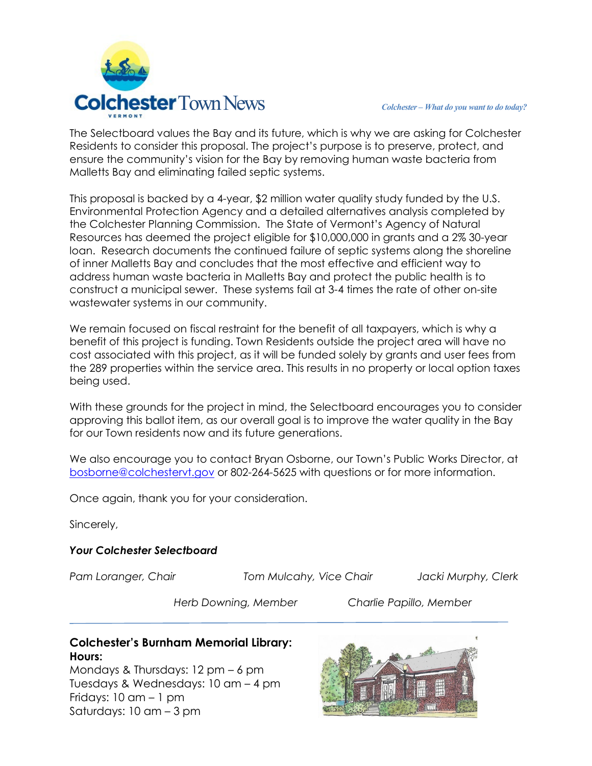The Selectboard values the Bay and its future, which is why we are asking for Colchester Residents to consider this proposal. The project's purpose is to preserve, protect, and ensure the community's vision for the Bay by removing human waste bacteria from Malletts Bay and eliminating failed septic systems.

This proposal is backed by a 4-year, $2 million water quality study funded by the U.S. Environmental Protection Agency and a detailed alternatives analysis completed by the Colchester Planning Commission. The State of Vermont's Agency of Natural Resources has deemed the project eligible for $10,000,000 in grants and a 2% 30-year loan. Research documents the continued failure of septic systems along the shoreline of inner Malletts Bay and concludes that the most effective and efficient way to address human waste bacteria in Malletts Bay and protect the public health is to construct a municipal sewer. These systems fail at 3-4 times the rate of other on-site wastewater systems in our community.

We remain focused on fiscal restraint for the benefit of all taxpayers, which is why a benefit of this project is funding. Town Residents outside the project area will have no cost associated with this project, as it will be funded solely by grants and user fees from the 289 properties within the service area. This results in no property or local option taxes being used.

With these grounds for the project in mind, the Selectboard encourages you to consider approving this ballot item, as our overall goal is to improve the water quality in the Bay for our Town residents now and its future generations.

We also encourage you to contact Bryan Osborne, our Town's Public Works Director, at bosborne@colchestervt.gov or 802-264-5625 with questions or for more information.

Once again, thank you for your consideration.

Sincerely,

***Your Colchester Selectboard***

*Pam Loranger, Chair* *Tom Mulcahy, Vice Chair* *Jacki Murphy, Clerk*

*Herb Downing, Member* *Charlie Papillo, Member*

---

**Colchester's Burnham Memorial Library:**
**Hours:**
Mondays & Thursdays: 12 pm – 6 pm
Tuesdays & Wednesdays: 10 am – 4 pm
Fridays: 10 am – 1 pm
Saturdays: 10 am – 3 pm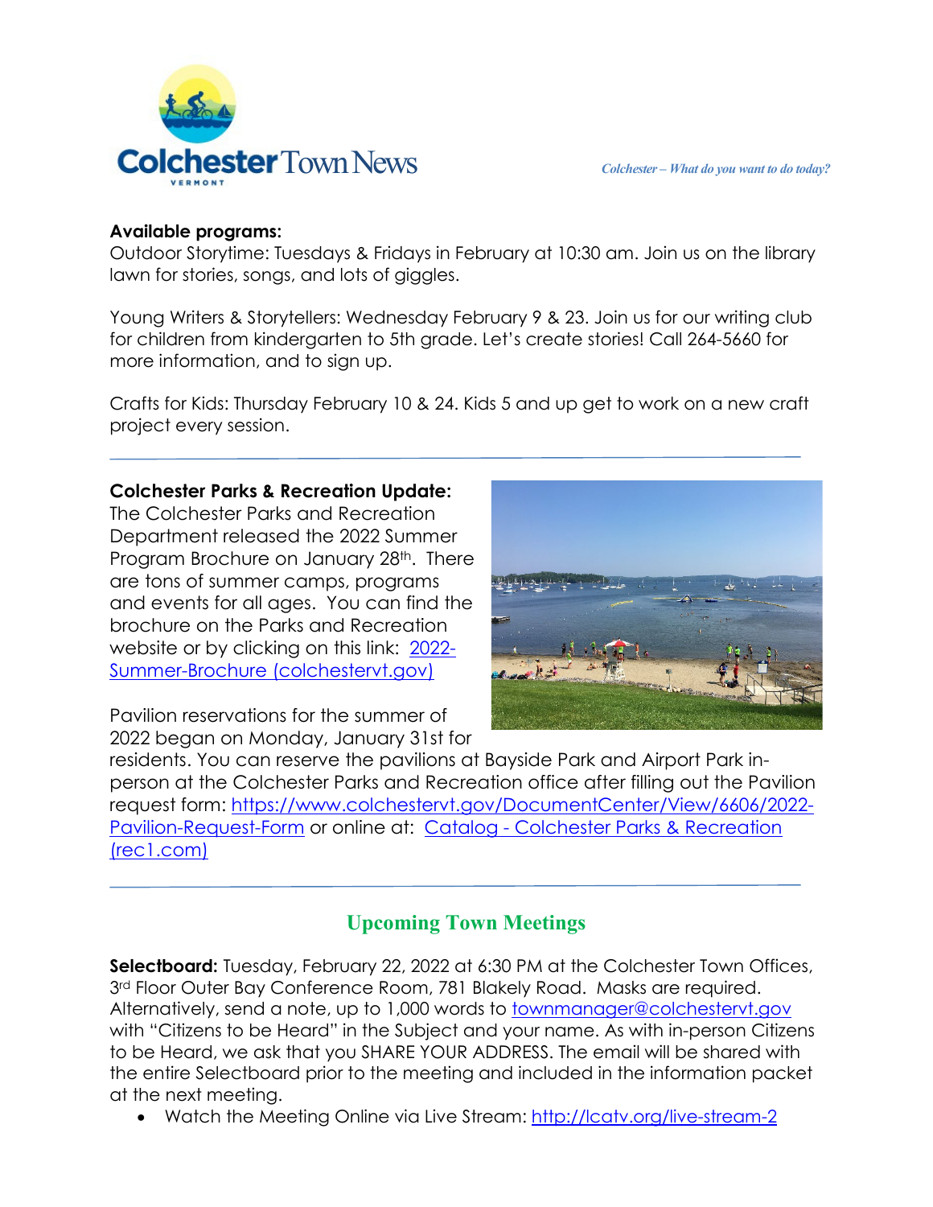**Available programs:**

Outdoor Storytime: Tuesdays & Fridays in February at 10:30 am. Join us on the library lawn for stories, songs, and lots of giggles.

Young Writers & Storytellers: Wednesday February 9 & 23. Join us for our writing club for children from kindergarten to 5th grade. Let's create stories! Call 264-5660 for more information, and to sign up.

Crafts for Kids: Thursday February 10 & 24. Kids 5 and up get to work on a new craft project every session.

---

**Colchester Parks & Recreation Update:**

The Colchester Parks and Recreation Department released the 2022 Summer Program Brochure on January 28th. There are tons of summer camps, programs and events for all ages. You can find the brochure on the Parks and Recreation website or by clicking on this link: [2022-Summer-Brochure (colchestervt.gov)]

Pavilion reservations for the summer of 2022 began on Monday, January 31st for residents. You can reserve the pavilions at Bayside Park and Airport Park in-person at the Colchester Parks and Recreation office after filling out the Pavilion request form: https://www.colchestervt.gov/DocumentCenter/View/6606/2022-Pavilion-Request-Form or online at: Catalog - Colchester Parks & Recreation (rec1.com)

---

## Upcoming Town Meetings

**Selectboard:** Tuesday, February 22, 2022 at 6:30 PM at the Colchester Town Offices, 3rd Floor Outer Bay Conference Room, 781 Blakely Road. Masks are required. Alternatively, send a note, up to 1,000 words to townmanager@colchestervt.gov with "Citizens to be Heard" in the Subject and your name. As with in-person Citizens to be Heard, we ask that you SHARE YOUR ADDRESS. The email will be shared with the entire Selectboard prior to the meeting and included in the information packet at the next meeting.

- Watch the Meeting Online via Live Stream: http://lcatv.org/live-stream-2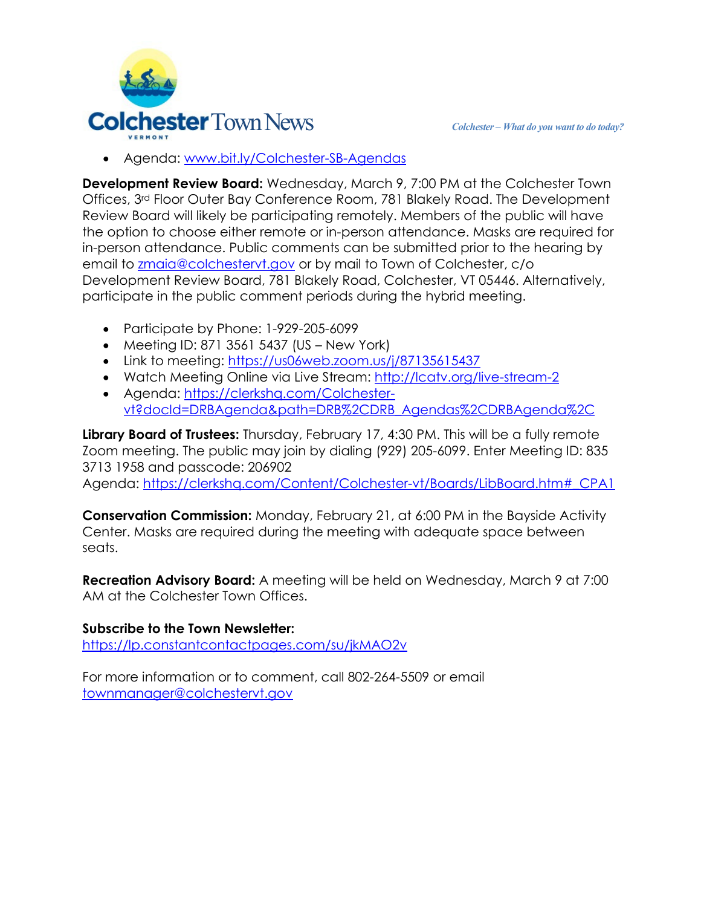- Agenda: [www.bit.ly/Colchester-SB-Agendas](www.bit.ly/Colchester-SB-Agendas)

**Development Review Board:** Wednesday, March 9, 7:00 PM at the Colchester Town Offices, 3rd Floor Outer Bay Conference Room, 781 Blakely Road. The Development Review Board will likely be participating remotely. Members of the public will have the option to choose either remote or in-person attendance. Masks are required for in-person attendance. Public comments can be submitted prior to the hearing by email to [zmaia@colchestervt.gov](mailto:zmaia@colchestervt.gov) or by mail to Town of Colchester, c/o Development Review Board, 781 Blakely Road, Colchester, VT 05446. Alternatively, participate in the public comment periods during the hybrid meeting.

- Participate by Phone: 1-929-205-6099
- Meeting ID: 871 3561 5437 (US – New York)
- Link to meeting: [https://us06web.zoom.us/j/87135615437](https://us06web.zoom.us/j/87135615437)
- Watch Meeting Online via Live Stream: [http://lcatv.org/live-stream-2](http://lcatv.org/live-stream-2)
- Agenda: [https://clerkshq.com/Colchester-vt?docId=DRBAgenda&path=DRB%2CDRB_Agendas%2CDRBAgenda%2C](https://clerkshq.com/Colchester-vt?docId=DRBAgenda&path=DRB%2CDRB_Agendas%2CDRBAgenda%2C)

**Library Board of Trustees:** Thursday, February 17, 4:30 PM. This will be a fully remote Zoom meeting. The public may join by dialing (929) 205-6099. Enter Meeting ID: 835 3713 1958 and passcode: 206902
Agenda: [https://clerkshq.com/Content/Colchester-vt/Boards/LibBoard.htm#_CPA1](https://clerkshq.com/Content/Colchester-vt/Boards/LibBoard.htm#_CPA1)

**Conservation Commission:** Monday, February 21, at 6:00 PM in the Bayside Activity Center. Masks are required during the meeting with adequate space between seats.

**Recreation Advisory Board:** A meeting will be held on Wednesday, March 9 at 7:00 AM at the Colchester Town Offices.

**Subscribe to the Town Newsletter:**
[https://lp.constantcontactpages.com/su/jkMAO2v](https://lp.constantcontactpages.com/su/jkMAO2v)

For more information or to comment, call 802-264-5509 or email [townmanager@colchestervt.gov](mailto:townmanager@colchestervt.gov)